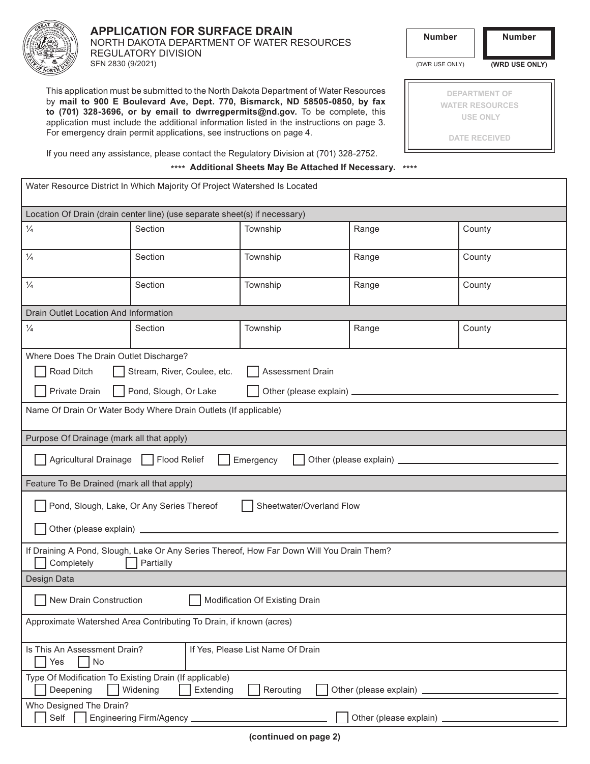# APPLICATION FOR SURFACE DRAIN

NORTH DAKOTA DEPARTMENT OF WATER RESOURCES
REGULATORY DIVISION
SFN 2830 (9/2021)

| Number | Number |
|---|---|
| | |
| (DWR USE ONLY) | **(WRD USE ONLY)** |

This application must be submitted to the North Dakota Department of Water Resources by **mail to 900 E Boulevard Ave, Dept. 770, Bismarck, ND 58505-0850, by fax to (701) 328-3696, or by email to dwrregpermits@nd.gov.** To be complete, this application must include the additional information listed in the instructions on page 3. For emergency drain permit applications, see instructions on page 4.

DEPARTMENT OF WATER RESOURCES USE ONLY

DATE RECEIVED

If you need any assistance, please contact the Regulatory Division at (701) 328-2752.

**\*\*\*\* Additional Sheets May Be Attached If Necessary. \*\*\*\***

Water Resource District In Which Majority Of Project Watershed Is Located

**Location Of Drain (drain center line) (use separate sheet(s) if necessary)**

| ¼ | Section | Township | Range | County |
|---|---|---|---|---|
| ¼ | Section | Township | Range | County |
| ¼ | Section | Township | Range | County |

**Drain Outlet Location And Information**

| ¼ | Section | Township | Range | County |
|---|---|---|---|---|

Where Does The Drain Outlet Discharge?

☐ Road Ditch ☐ Stream, River, Coulee, etc. ☐ Assessment Drain

☐ Private Drain ☐ Pond, Slough, Or Lake ☐ Other (please explain) ______________________

Name Of Drain Or Water Body Where Drain Outlets (If applicable)

**Purpose Of Drainage (mark all that apply)**

☐ Agricultural Drainage ☐ Flood Relief ☐ Emergency ☐ Other (please explain) ______________________

**Feature To Be Drained (mark all that apply)**

☐ Pond, Slough, Lake, Or Any Series Thereof ☐ Sheetwater/Overland Flow

☐ Other (please explain) ______________________

If Draining A Pond, Slough, Lake Or Any Series Thereof, How Far Down Will You Drain Them?

☐ Completely ☐ Partially

**Design Data**

☐ New Drain Construction ☐ Modification Of Existing Drain

Approximate Watershed Area Contributing To Drain, if known (acres)

Is This An Assessment Drain? ☐ Yes ☐ No | If Yes, Please List Name Of Drain

Type Of Modification To Existing Drain (If applicable)

☐ Deepening ☐ Widening ☐ Extending ☐ Rerouting ☐ Other (please explain) ______________________

Who Designed The Drain?

☐ Self ☐ Engineering Firm/Agency ______________________ ☐ Other (please explain) ______________________

**(continued on page 2)**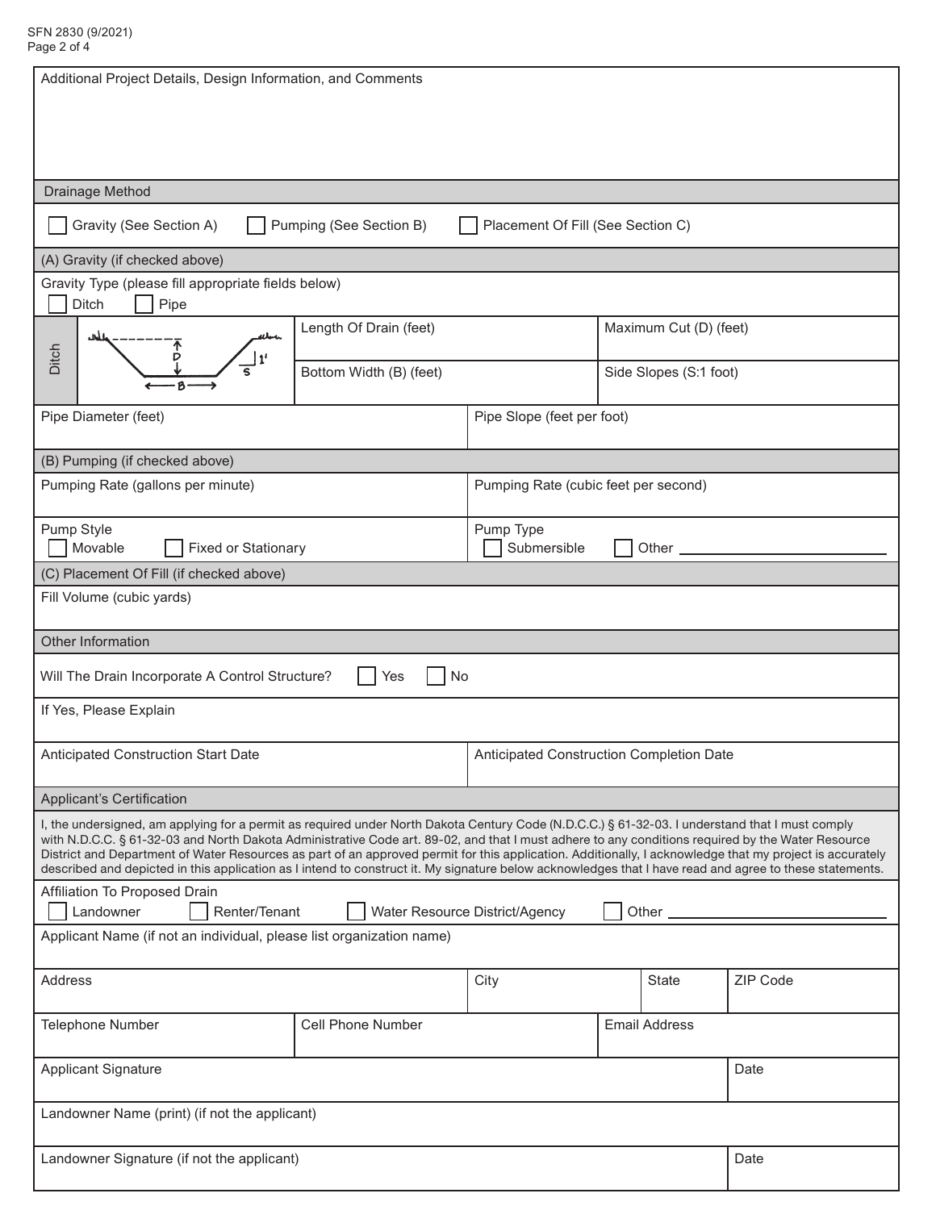Additional Project Details, Design Information, and Comments

## Drainage Method

☐ Gravity (See Section A) ☐ Pumping (See Section B) ☐ Placement Of Fill (See Section C)

## (A) Gravity (if checked above)

Gravity Type (please fill appropriate fields below)

☐ Ditch ☐ Pipe

| Ditch | Length Of Drain (feet) | Maximum Cut (D) (feet) |
|---|---|---|
| | Bottom Width (B) (feet) | Side Slopes (S:1 foot) |

| Pipe Diameter (feet) | Pipe Slope (feet per foot) |
|---|---|
| | |

## (B) Pumping (if checked above)

| Pumping Rate (gallons per minute) | Pumping Rate (cubic feet per second) |
|---|---|
| | |

Pump Style

☐ Movable ☐ Fixed or Stationary

Pump Type

☐ Submersible ☐ Other ____________________

## (C) Placement Of Fill (if checked above)

Fill Volume (cubic yards)

## Other Information

Will The Drain Incorporate A Control Structure? ☐ Yes ☐ No

If Yes, Please Explain

| Anticipated Construction Start Date | Anticipated Construction Completion Date |
|---|---|
| | |

## Applicant's Certification

I, the undersigned, am applying for a permit as required under North Dakota Century Code (N.D.C.C.) § 61-32-03. I understand that I must comply with N.D.C.C. § 61-32-03 and North Dakota Administrative Code art. 89-02, and that I must adhere to any conditions required by the Water Resource District and Department of Water Resources as part of an approved permit for this application. Additionally, I acknowledge that my project is accurately described and depicted in this application as I intend to construct it. My signature below acknowledges that I have read and agree to these statements.

Affiliation To Proposed Drain

☐ Landowner ☐ Renter/Tenant ☐ Water Resource District/Agency ☐ Other ____________________

Applicant Name (if not an individual, please list organization name)

| Address | City | State | ZIP Code |
|---|---|---|---|
| | | | |

| Telephone Number | Cell Phone Number | Email Address |
|---|---|---|
| | | |

| Applicant Signature | Date |
|---|---|
| | |

Landowner Name (print) (if not the applicant)

| Landowner Signature (if not the applicant) | Date |
|---|---|
| | |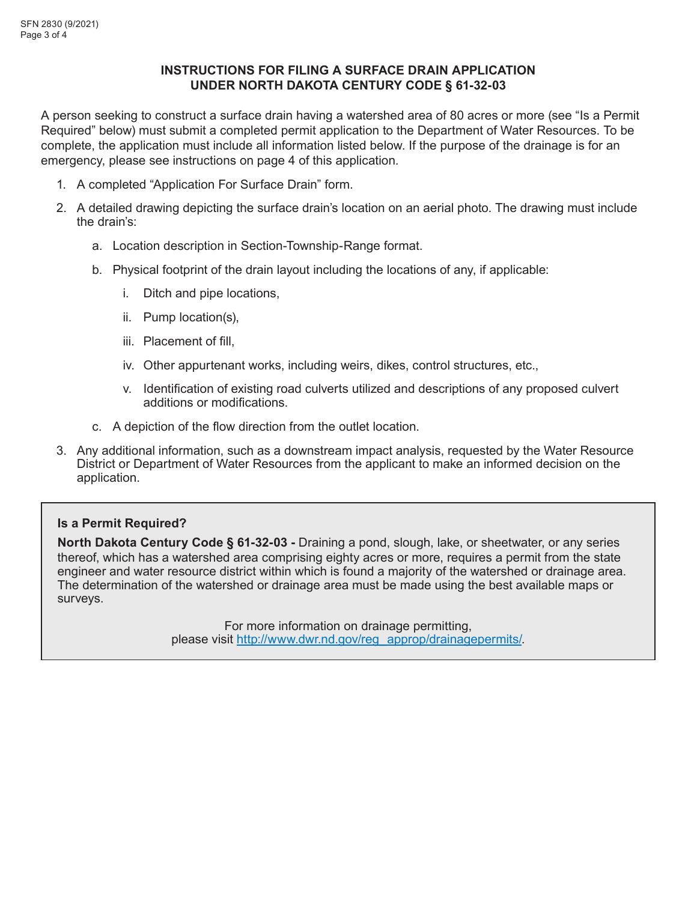## INSTRUCTIONS FOR FILING A SURFACE DRAIN APPLICATION UNDER NORTH DAKOTA CENTURY CODE § 61-32-03

A person seeking to construct a surface drain having a watershed area of 80 acres or more (see "Is a Permit Required" below) must submit a completed permit application to the Department of Water Resources. To be complete, the application must include all information listed below. If the purpose of the drainage is for an emergency, please see instructions on page 4 of this application.

1. A completed "Application For Surface Drain" form.
2. A detailed drawing depicting the surface drain's location on an aerial photo. The drawing must include the drain's:
   a. Location description in Section-Township-Range format.
   b. Physical footprint of the drain layout including the locations of any, if applicable:
      i. Ditch and pipe locations,
      ii. Pump location(s),
      iii. Placement of fill,
      iv. Other appurtenant works, including weirs, dikes, control structures, etc.,
      v. Identification of existing road culverts utilized and descriptions of any proposed culvert additions or modifications.
   c. A depiction of the flow direction from the outlet location.
3. Any additional information, such as a downstream impact analysis, requested by the Water Resource District or Department of Water Resources from the applicant to make an informed decision on the application.

**Is a Permit Required?**

**North Dakota Century Code § 61-32-03 -** Draining a pond, slough, lake, or sheetwater, or any series thereof, which has a watershed area comprising eighty acres or more, requires a permit from the state engineer and water resource district within which is found a majority of the watershed or drainage area. The determination of the watershed or drainage area must be made using the best available maps or surveys.

For more information on drainage permitting, please visit http://www.dwr.nd.gov/reg_approp/drainagepermits/.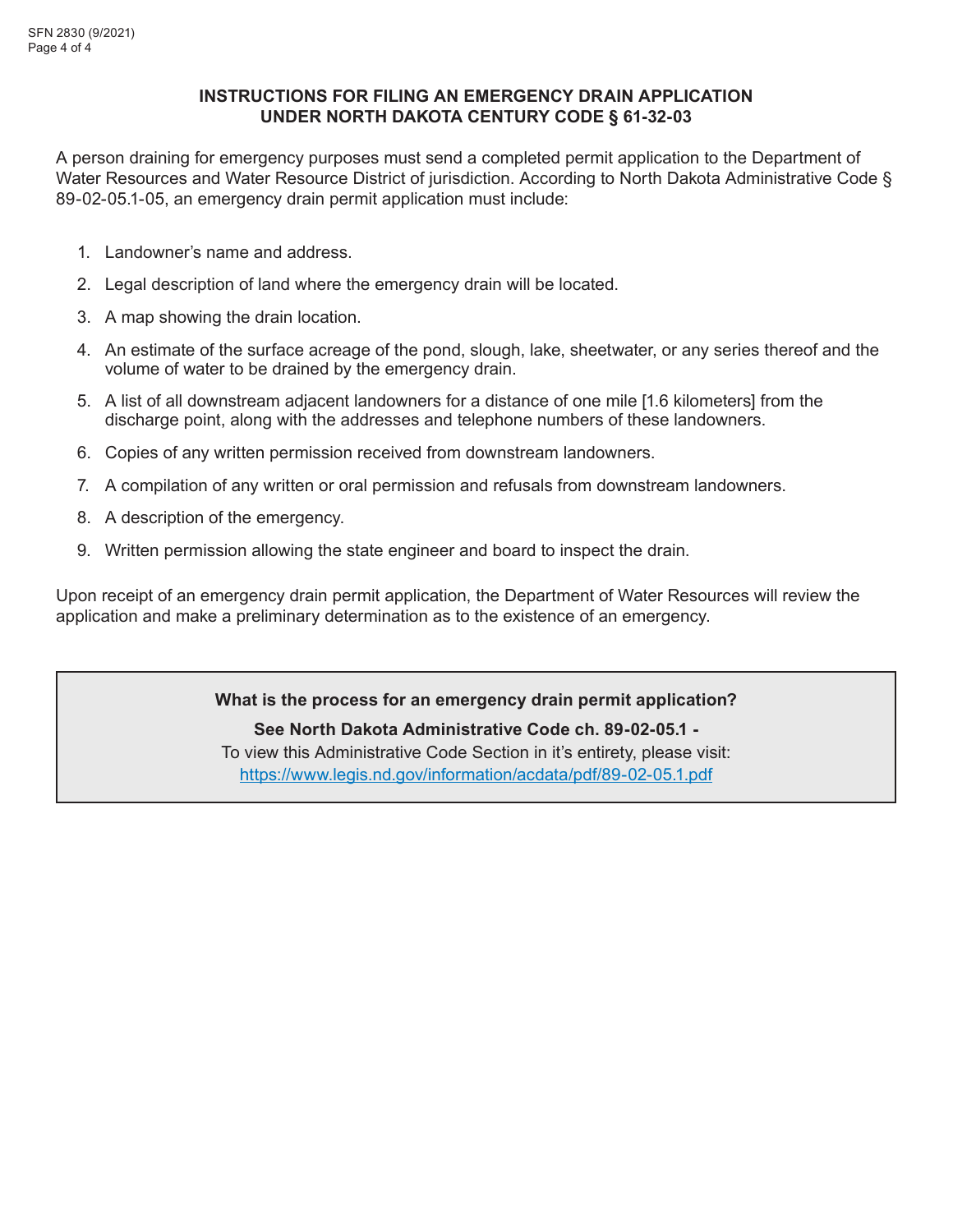## INSTRUCTIONS FOR FILING AN EMERGENCY DRAIN APPLICATION UNDER NORTH DAKOTA CENTURY CODE § 61-32-03

A person draining for emergency purposes must send a completed permit application to the Department of Water Resources and Water Resource District of jurisdiction. According to North Dakota Administrative Code § 89-02-05.1-05, an emergency drain permit application must include:

1. Landowner's name and address.
2. Legal description of land where the emergency drain will be located.
3. A map showing the drain location.
4. An estimate of the surface acreage of the pond, slough, lake, sheetwater, or any series thereof and the volume of water to be drained by the emergency drain.
5. A list of all downstream adjacent landowners for a distance of one mile [1.6 kilometers] from the discharge point, along with the addresses and telephone numbers of these landowners.
6. Copies of any written permission received from downstream landowners.
7. A compilation of any written or oral permission and refusals from downstream landowners.
8. A description of the emergency.
9. Written permission allowing the state engineer and board to inspect the drain.

Upon receipt of an emergency drain permit application, the Department of Water Resources will review the application and make a preliminary determination as to the existence of an emergency.

**What is the process for an emergency drain permit application?**

**See North Dakota Administrative Code ch. 89-02-05.1 -**

To view this Administrative Code Section in it's entirety, please visit:
[https://www.legis.nd.gov/information/acdata/pdf/89-02-05.1.pdf](https://www.legis.nd.gov/information/acdata/pdf/89-02-05.1.pdf)